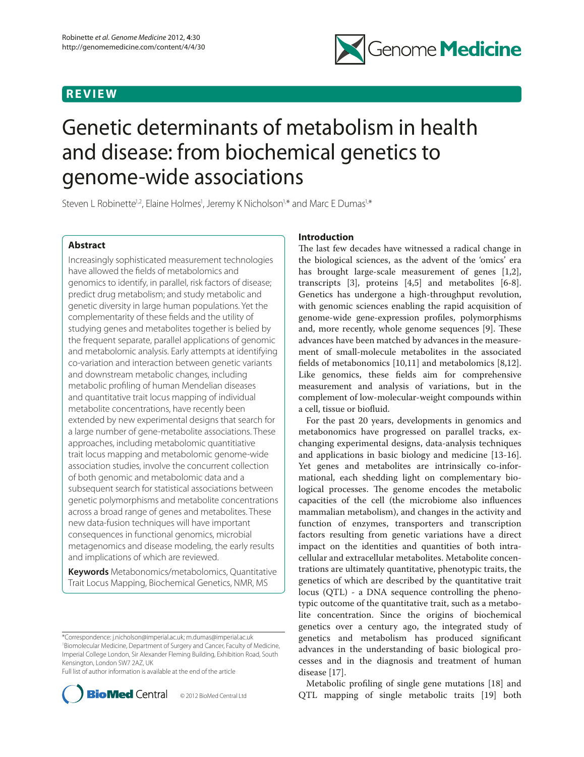REVIEW

# Genetic determinants of metabolism in health and disease: from biochemical genetics to genome-wide associations

Steven L Robinette[1,2], Elaine Holmes[1], Jeremy K Nicholson[1,*] and Marc E Dumas[1,*]

## Abstract

Increasingly sophisticated measurement technologies have allowed the fields of metabolomics and genomics to identify, in parallel, risk factors of disease; predict drug metabolism; and study metabolic and genetic diversity in large human populations. Yet the complementarity of these fields and the utility of studying genes and metabolites together is belied by the frequent separate, parallel applications of genomic and metabolomic analysis. Early attempts at identifying co-variation and interaction between genetic variants and downstream metabolic changes, including metabolic profiling of human Mendelian diseases and quantitative trait locus mapping of individual metabolite concentrations, have recently been extended by new experimental designs that search for a large number of gene-metabolite associations. These approaches, including metabolomic quantitiative trait locus mapping and metabolomic genome-wide association studies, involve the concurrent collection of both genomic and metabolomic data and a subsequent search for statistical associations between genetic polymorphisms and metabolite concentrations across a broad range of genes and metabolites. These new data-fusion techniques will have important consequences in functional genomics, microbial metagenomics and disease modeling, the early results and implications of which are reviewed.

**Keywords** Metabonomics/metabolomics, Quantitative Trait Locus Mapping, Biochemical Genetics, NMR, MS

*Correspondence: j.nicholson@imperial.ac.uk; m.dumas@imperial.ac.uk
[1]Biomolecular Medicine, Department of Surgery and Cancer, Faculty of Medicine, Imperial College London, Sir Alexander Fleming Building, Exhibition Road, South Kensington, London SW7 2AZ, UK
Full list of author information is available at the end of the article

© 2012 BioMed Central Ltd

## Introduction

The last few decades have witnessed a radical change in the biological sciences, as the advent of the 'omics' era has brought large-scale measurement of genes [1,2], transcripts [3], proteins [4,5] and metabolites [6-8]. Genetics has undergone a high-throughput revolution, with genomic sciences enabling the rapid acquisition of genome-wide gene-expression profiles, polymorphisms and, more recently, whole genome sequences [9]. These advances have been matched by advances in the measurement of small-molecule metabolites in the associated fields of metabonomics [10,11] and metabolomics [8,12]. Like genomics, these fields aim for comprehensive measurement and analysis of variations, but in the complement of low-molecular-weight compounds within a cell, tissue or biofluid.

For the past 20 years, developments in genomics and metabonomics have progressed on parallel tracks, exchanging experimental designs, data-analysis techniques and applications in basic biology and medicine [13-16]. Yet genes and metabolites are intrinsically co-informational, each shedding light on complementary biological processes. The genome encodes the metabolic capacities of the cell (the microbiome also influences mammalian metabolism), and changes in the activity and function of enzymes, transporters and transcription factors resulting from genetic variations have a direct impact on the identities and quantities of both intracellular and extracellular metabolites. Metabolite concentrations are ultimately quantitative, phenotypic traits, the genetics of which are described by the quantitative trait locus (QTL) - a DNA sequence controlling the phenotypic outcome of the quantitative trait, such as a metabolite concentration. Since the origins of biochemical genetics over a century ago, the integrated study of genetics and metabolism has produced significant advances in the understanding of basic biological processes and in the diagnosis and treatment of human disease [17].

Metabolic profiling of single gene mutations [18] and QTL mapping of single metabolic traits [19] both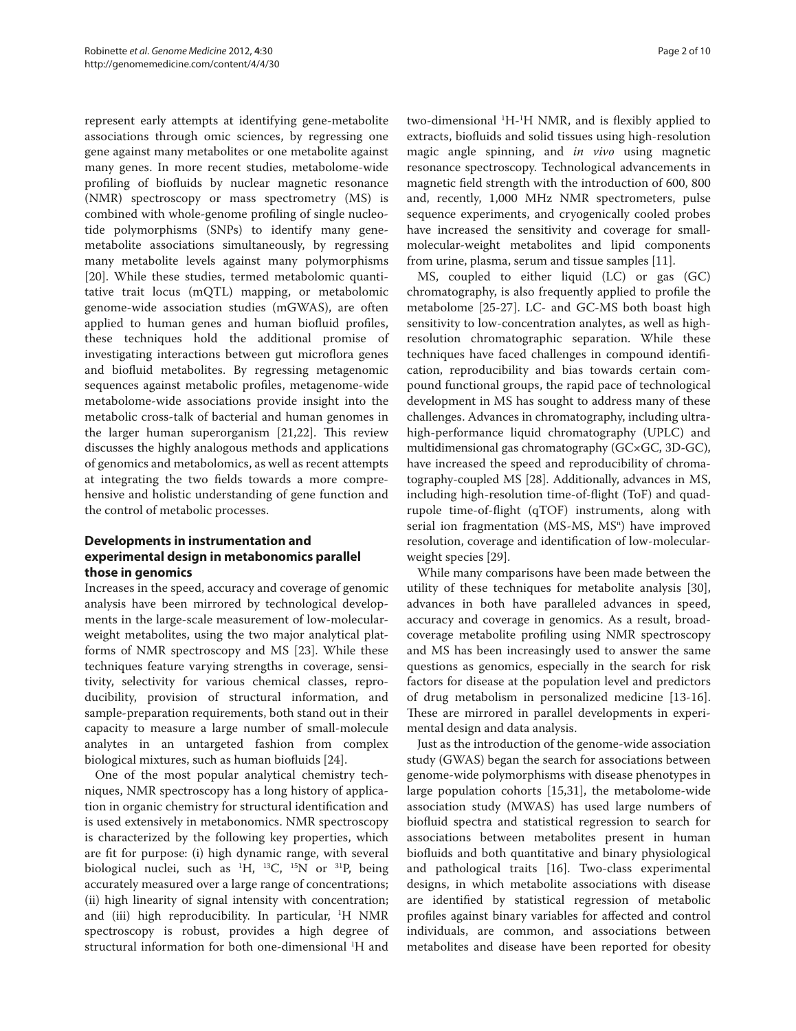represent early attempts at identifying gene-metabolite associations through omic sciences, by regressing one gene against many metabolites or one metabolite against many genes. In more recent studies, metabolome-wide profiling of biofluids by nuclear magnetic resonance (NMR) spectroscopy or mass spectrometry (MS) is combined with whole-genome profiling of single nucleotide polymorphisms (SNPs) to identify many gene-metabolite associations simultaneously, by regressing many metabolite levels against many polymorphisms [20]. While these studies, termed metabolomic quantitative trait locus (mQTL) mapping, or metabolomic genome-wide association studies (mGWAS), are often applied to human genes and human biofluid profiles, these techniques hold the additional promise of investigating interactions between gut microflora genes and biofluid metabolites. By regressing metagenomic sequences against metabolic profiles, metagenome-wide metabolome-wide associations provide insight into the metabolic cross-talk of bacterial and human genomes in the larger human superorganism [21,22]. This review discusses the highly analogous methods and applications of genomics and metabolomics, as well as recent attempts at integrating the two fields towards a more comprehensive and holistic understanding of gene function and the control of metabolic processes.

## Developments in instrumentation and experimental design in metabonomics parallel those in genomics

Increases in the speed, accuracy and coverage of genomic analysis have been mirrored by technological developments in the large-scale measurement of low-molecular-weight metabolites, using the two major analytical platforms of NMR spectroscopy and MS [23]. While these techniques feature varying strengths in coverage, sensitivity, selectivity for various chemical classes, reproducibility, provision of structural information, and sample-preparation requirements, both stand out in their capacity to measure a large number of small-molecule analytes in an untargeted fashion from complex biological mixtures, such as human biofluids [24].

One of the most popular analytical chemistry techniques, NMR spectroscopy has a long history of application in organic chemistry for structural identification and is used extensively in metabonomics. NMR spectroscopy is characterized by the following key properties, which are fit for purpose: (i) high dynamic range, with several biological nuclei, such as $^{1}$H, $^{13}$C, $^{15}$N or $^{31}$P, being accurately measured over a large range of concentrations; (ii) high linearity of signal intensity with concentration; and (iii) high reproducibility. In particular, $^{1}$H NMR spectroscopy is robust, provides a high degree of structural information for both one-dimensional $^{1}$H and two-dimensional $^{1}$H-$^{1}$H NMR, and is flexibly applied to extracts, biofluids and solid tissues using high-resolution magic angle spinning, and *in vivo* using magnetic resonance spectroscopy. Technological advancements in magnetic field strength with the introduction of 600, 800 and, recently, 1,000 MHz NMR spectrometers, pulse sequence experiments, and cryogenically cooled probes have increased the sensitivity and coverage for small-molecular-weight metabolites and lipid components from urine, plasma, serum and tissue samples [11].

MS, coupled to either liquid (LC) or gas (GC) chromatography, is also frequently applied to profile the metabolome [25-27]. LC- and GC-MS both boast high sensitivity to low-concentration analytes, as well as high-resolution chromatographic separation. While these techniques have faced challenges in compound identification, reproducibility and bias towards certain compound functional groups, the rapid pace of technological development in MS has sought to address many of these challenges. Advances in chromatography, including ultra-high-performance liquid chromatography (UPLC) and multidimensional gas chromatography (GC×GC, 3D-GC), have increased the speed and reproducibility of chromatography-coupled MS [28]. Additionally, advances in MS, including high-resolution time-of-flight (ToF) and quadrupole time-of-flight (qTOF) instruments, along with serial ion fragmentation (MS-MS, MS$^{n}$) have improved resolution, coverage and identification of low-molecular-weight species [29].

While many comparisons have been made between the utility of these techniques for metabolite analysis [30], advances in both have paralleled advances in speed, accuracy and coverage in genomics. As a result, broad-coverage metabolite profiling using NMR spectroscopy and MS has been increasingly used to answer the same questions as genomics, especially in the search for risk factors for disease at the population level and predictors of drug metabolism in personalized medicine [13-16]. These are mirrored in parallel developments in experimental design and data analysis.

Just as the introduction of the genome-wide association study (GWAS) began the search for associations between genome-wide polymorphisms with disease phenotypes in large population cohorts [15,31], the metabolome-wide association study (MWAS) has used large numbers of biofluid spectra and statistical regression to search for associations between metabolites present in human biofluids and both quantitative and binary physiological and pathological traits [16]. Two-class experimental designs, in which metabolite associations with disease are identified by statistical regression of metabolic profiles against binary variables for affected and control individuals, are common, and associations between metabolites and disease have been reported for obesity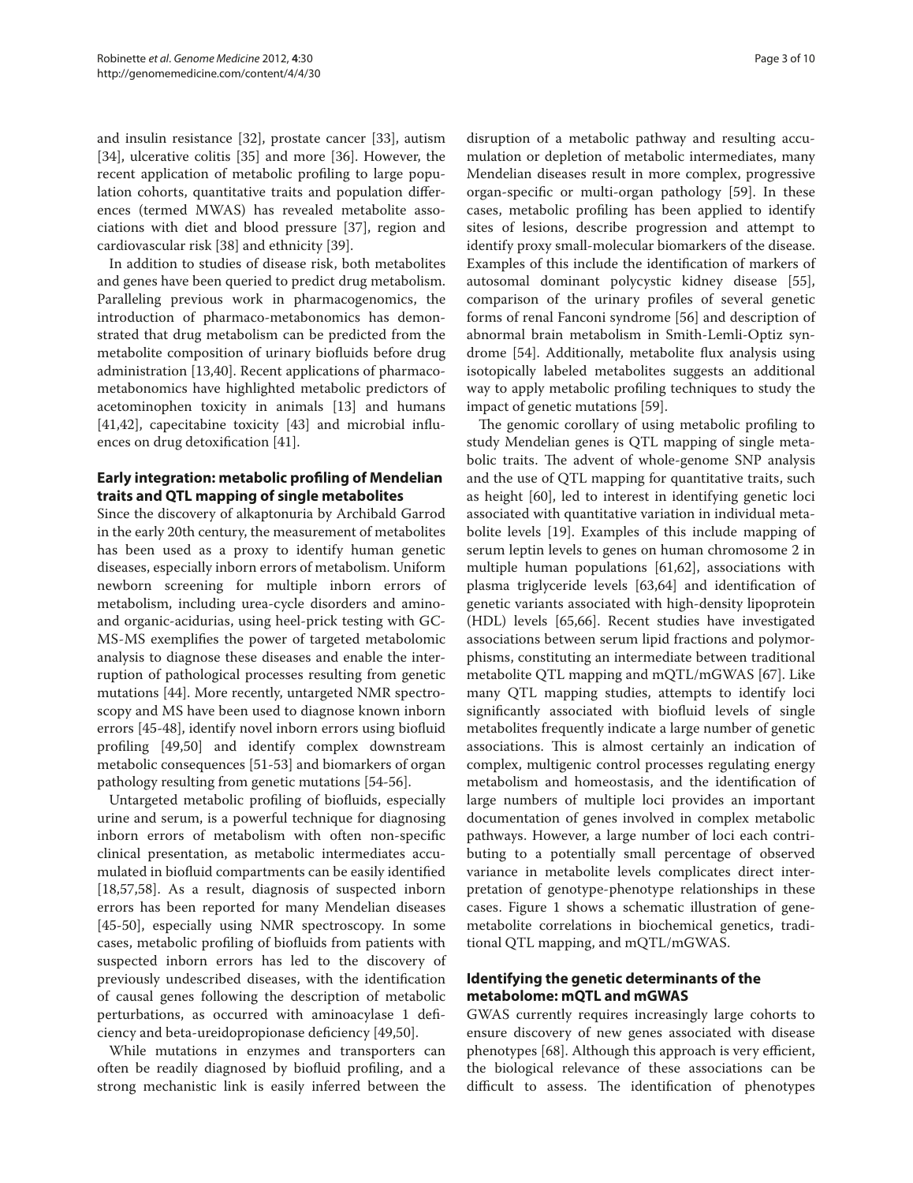and insulin resistance [32], prostate cancer [33], autism [34], ulcerative colitis [35] and more [36]. However, the recent application of metabolic profiling to large population cohorts, quantitative traits and population differences (termed MWAS) has revealed metabolite associations with diet and blood pressure [37], region and cardiovascular risk [38] and ethnicity [39].

In addition to studies of disease risk, both metabolites and genes have been queried to predict drug metabolism. Paralleling previous work in pharmacogenomics, the introduction of pharmaco-metabonomics has demonstrated that drug metabolism can be predicted from the metabolite composition of urinary biofluids before drug administration [13,40]. Recent applications of pharmacometabonomics have highlighted metabolic predictors of acetominophen toxicity in animals [13] and humans [41,42], capecitabine toxicity [43] and microbial influences on drug detoxification [41].

## Early integration: metabolic profiling of Mendelian traits and QTL mapping of single metabolites

Since the discovery of alkaptonuria by Archibald Garrod in the early 20th century, the measurement of metabolites has been used as a proxy to identify human genetic diseases, especially inborn errors of metabolism. Uniform newborn screening for multiple inborn errors of metabolism, including urea-cycle disorders and amino- and organic-acidurias, using heel-prick testing with GC-MS-MS exemplifies the power of targeted metabolomic analysis to diagnose these diseases and enable the interruption of pathological processes resulting from genetic mutations [44]. More recently, untargeted NMR spectroscopy and MS have been used to diagnose known inborn errors [45-48], identify novel inborn errors using biofluid profiling [49,50] and identify complex downstream metabolic consequences [51-53] and biomarkers of organ pathology resulting from genetic mutations [54-56].

Untargeted metabolic profiling of biofluids, especially urine and serum, is a powerful technique for diagnosing inborn errors of metabolism with often non-specific clinical presentation, as metabolic intermediates accumulated in biofluid compartments can be easily identified [18,57,58]. As a result, diagnosis of suspected inborn errors has been reported for many Mendelian diseases [45-50], especially using NMR spectroscopy. In some cases, metabolic profiling of biofluids from patients with suspected inborn errors has led to the discovery of previously undescribed diseases, with the identification of causal genes following the description of metabolic perturbations, as occurred with aminoacylase 1 deficiency and beta-ureidopropionase deficiency [49,50].

While mutations in enzymes and transporters can often be readily diagnosed by biofluid profiling, and a strong mechanistic link is easily inferred between the disruption of a metabolic pathway and resulting accumulation or depletion of metabolic intermediates, many Mendelian diseases result in more complex, progressive organ-specific or multi-organ pathology [59]. In these cases, metabolic profiling has been applied to identify sites of lesions, describe progression and attempt to identify proxy small-molecular biomarkers of the disease. Examples of this include the identification of markers of autosomal dominant polycystic kidney disease [55], comparison of the urinary profiles of several genetic forms of renal Fanconi syndrome [56] and description of abnormal brain metabolism in Smith-Lemli-Optiz syndrome [54]. Additionally, metabolite flux analysis using isotopically labeled metabolites suggests an additional way to apply metabolic profiling techniques to study the impact of genetic mutations [59].

The genomic corollary of using metabolic profiling to study Mendelian genes is QTL mapping of single metabolic traits. The advent of whole-genome SNP analysis and the use of QTL mapping for quantitative traits, such as height [60], led to interest in identifying genetic loci associated with quantitative variation in individual metabolite levels [19]. Examples of this include mapping of serum leptin levels to genes on human chromosome 2 in multiple human populations [61,62], associations with plasma triglyceride levels [63,64] and identification of genetic variants associated with high-density lipoprotein (HDL) levels [65,66]. Recent studies have investigated associations between serum lipid fractions and polymorphisms, constituting an intermediate between traditional metabolite QTL mapping and mQTL/mGWAS [67]. Like many QTL mapping studies, attempts to identify loci significantly associated with biofluid levels of single metabolites frequently indicate a large number of genetic associations. This is almost certainly an indication of complex, multigenic control processes regulating energy metabolism and homeostasis, and the identification of large numbers of multiple loci provides an important documentation of genes involved in complex metabolic pathways. However, a large number of loci each contributing to a potentially small percentage of observed variance in metabolite levels complicates direct interpretation of genotype-phenotype relationships in these cases. Figure 1 shows a schematic illustration of gene-metabolite correlations in biochemical genetics, traditional QTL mapping, and mQTL/mGWAS.

## Identifying the genetic determinants of the metabolome: mQTL and mGWAS

GWAS currently requires increasingly large cohorts to ensure discovery of new genes associated with disease phenotypes [68]. Although this approach is very efficient, the biological relevance of these associations can be difficult to assess. The identification of phenotypes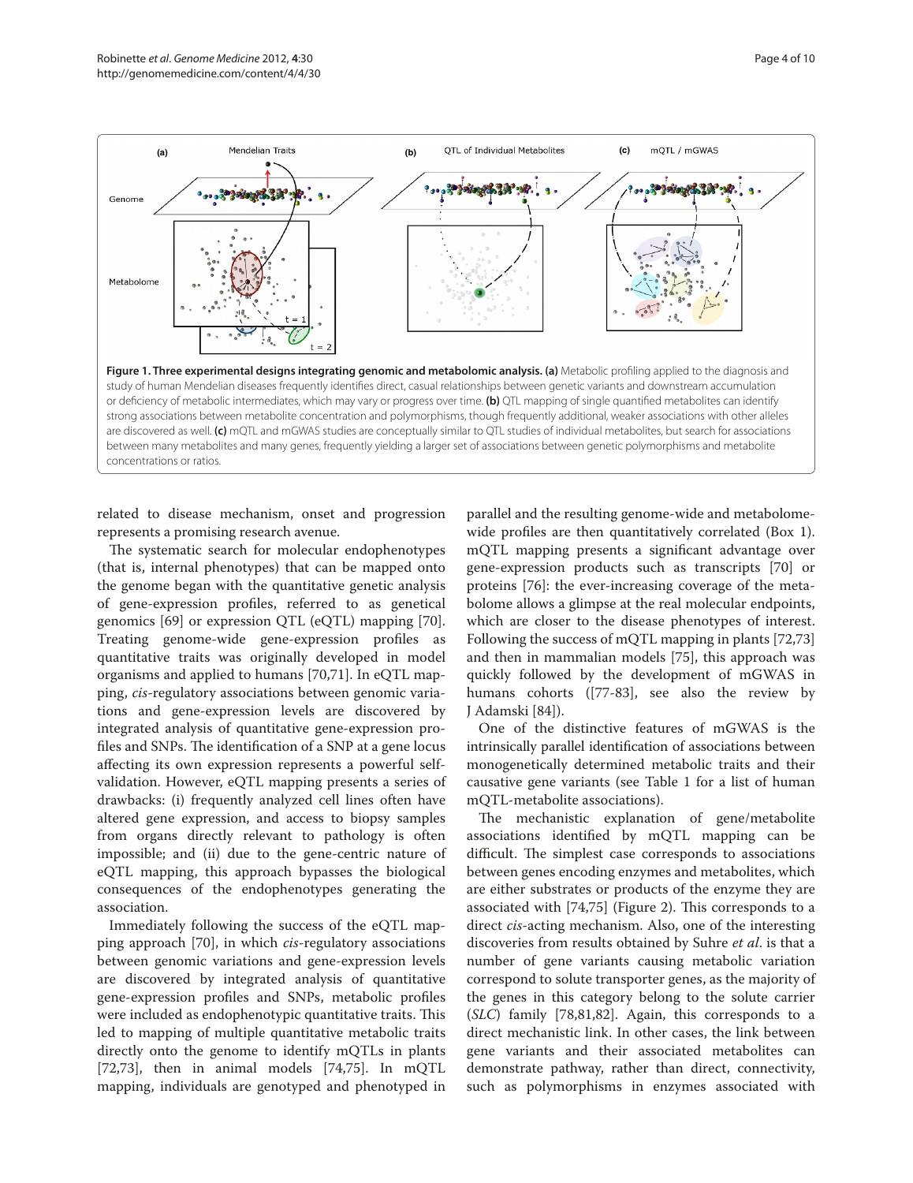**Figure 1. Three experimental designs integrating genomic and metabolomic analysis. (a)** Metabolic profiling applied to the diagnosis and study of human Mendelian diseases frequently identifies direct, casual relationships between genetic variants and downstream accumulation or deficiency of metabolic intermediates, which may vary or progress over time. **(b)** QTL mapping of single quantified metabolites can identify strong associations between metabolite concentration and polymorphisms, though frequently additional, weaker associations with other alleles are discovered as well. **(c)** mQTL and mGWAS studies are conceptually similar to QTL studies of individual metabolites, but search for associations between many metabolites and many genes, frequently yielding a larger set of associations between genetic polymorphisms and metabolite concentrations or ratios.

related to disease mechanism, onset and progression represents a promising research avenue.

The systematic search for molecular endophenotypes (that is, internal phenotypes) that can be mapped onto the genome began with the quantitative genetic analysis of gene-expression profiles, referred to as genetical genomics [69] or expression QTL (eQTL) mapping [70]. Treating genome-wide gene-expression profiles as quantitative traits was originally developed in model organisms and applied to humans [70,71]. In eQTL mapping, *cis*-regulatory associations between genomic variations and gene-expression levels are discovered by integrated analysis of quantitative gene-expression profiles and SNPs. The identification of a SNP at a gene locus affecting its own expression represents a powerful self-validation. However, eQTL mapping presents a series of drawbacks: (i) frequently analyzed cell lines often have altered gene expression, and access to biopsy samples from organs directly relevant to pathology is often impossible; and (ii) due to the gene-centric nature of eQTL mapping, this approach bypasses the biological consequences of the endophenotypes generating the association.

Immediately following the success of the eQTL mapping approach [70], in which *cis*-regulatory associations between genomic variations and gene-expression levels are discovered by integrated analysis of quantitative gene-expression profiles and SNPs, metabolic profiles were included as endophenotypic quantitative traits. This led to mapping of multiple quantitative metabolic traits directly onto the genome to identify mQTLs in plants [72,73], then in animal models [74,75]. In mQTL mapping, individuals are genotyped and phenotyped in parallel and the resulting genome-wide and metabolome-wide profiles are then quantitatively correlated (Box 1). mQTL mapping presents a significant advantage over gene-expression products such as transcripts [70] or proteins [76]: the ever-increasing coverage of the metabolome allows a glimpse at the real molecular endpoints, which are closer to the disease phenotypes of interest. Following the success of mQTL mapping in plants [72,73] and then in mammalian models [75], this approach was quickly followed by the development of mGWAS in humans cohorts ([77-83], see also the review by J Adamski [84]).

One of the distinctive features of mGWAS is the intrinsically parallel identification of associations between monogenetically determined metabolic traits and their causative gene variants (see Table 1 for a list of human mQTL-metabolite associations).

The mechanistic explanation of gene/metabolite associations identified by mQTL mapping can be difficult. The simplest case corresponds to associations between genes encoding enzymes and metabolites, which are either substrates or products of the enzyme they are associated with [74,75] (Figure 2). This corresponds to a direct *cis*-acting mechanism. Also, one of the interesting discoveries from results obtained by Suhre *et al*. is that a number of gene variants causing metabolic variation correspond to solute transporter genes, as the majority of the genes in this category belong to the solute carrier (*SLC*) family [78,81,82]. Again, this corresponds to a direct mechanistic link. In other cases, the link between gene variants and their associated metabolites can demonstrate pathway, rather than direct, connectivity, such as polymorphisms in enzymes associated with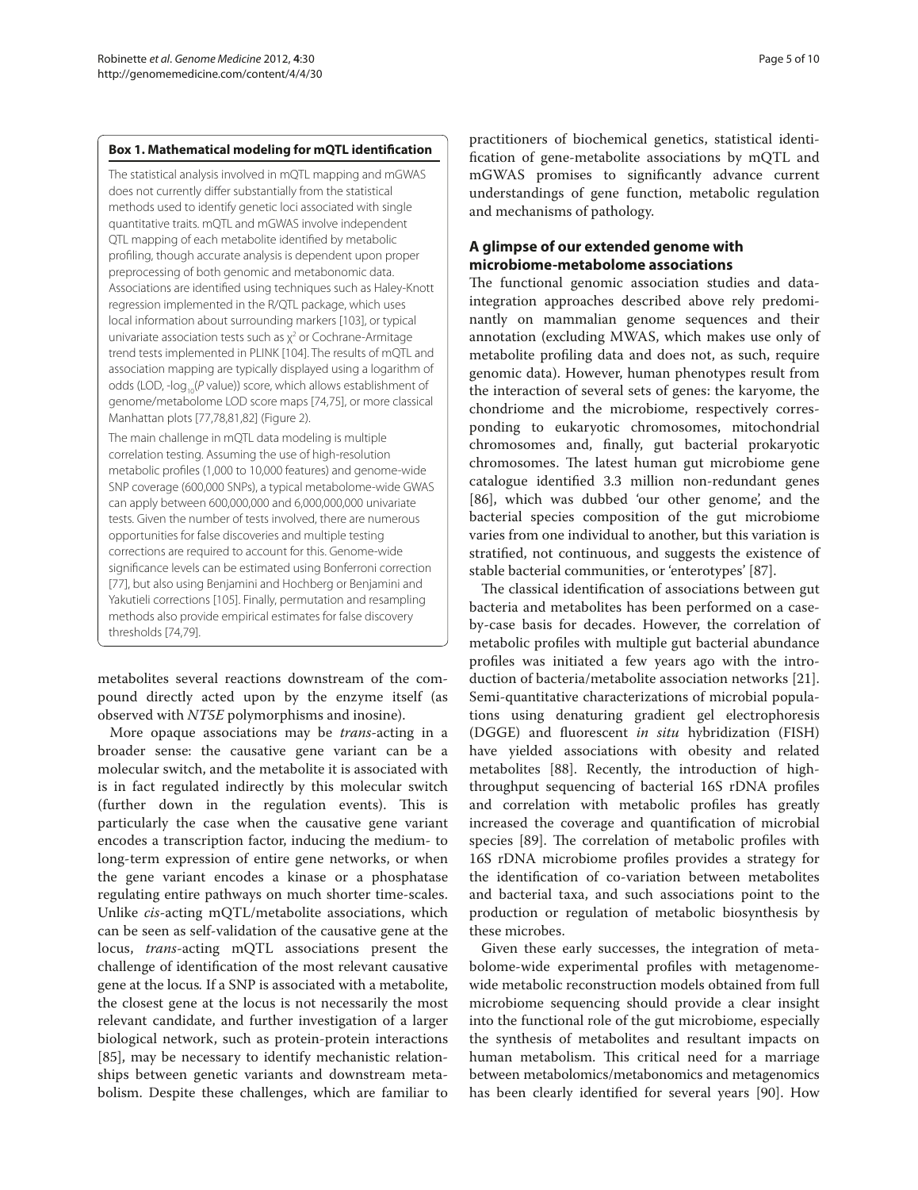### Box 1. Mathematical modeling for mQTL identification

The statistical analysis involved in mQTL mapping and mGWAS does not currently differ substantially from the statistical methods used to identify genetic loci associated with single quantitative traits. mQTL and mGWAS involve independent QTL mapping of each metabolite identified by metabolic profiling, though accurate analysis is dependent upon proper preprocessing of both genomic and metabonomic data. Associations are identified using techniques such as Haley-Knott regression implemented in the R/QTL package, which uses local information about surrounding markers [103], or typical univariate association tests such as $\chi^2$ or Cochrane-Armitage trend tests implemented in PLINK [104]. The results of mQTL and association mapping are typically displayed using a logarithm of odds (LOD, $-\log_{10}(P\text{ value})$) score, which allows establishment of genome/metabolome LOD score maps [74,75], or more classical Manhattan plots [77,78,81,82] (Figure 2).

The main challenge in mQTL data modeling is multiple correlation testing. Assuming the use of high-resolution metabolic profiles (1,000 to 10,000 features) and genome-wide SNP coverage (600,000 SNPs), a typical metabolome-wide GWAS can apply between 600,000,000 and 6,000,000,000 univariate tests. Given the number of tests involved, there are numerous opportunities for false discoveries and multiple testing corrections are required to account for this. Genome-wide significance levels can be estimated using Bonferroni correction [77], but also using Benjamini and Hochberg or Benjamini and Yakutieli corrections [105]. Finally, permutation and resampling methods also provide empirical estimates for false discovery thresholds [74,79].

metabolites several reactions downstream of the compound directly acted upon by the enzyme itself (as observed with *NT5E* polymorphisms and inosine).

More opaque associations may be *trans*-acting in a broader sense: the causative gene variant can be a molecular switch, and the metabolite it is associated with is in fact regulated indirectly by this molecular switch (further down in the regulation events). This is particularly the case when the causative gene variant encodes a transcription factor, inducing the medium- to long-term expression of entire gene networks, or when the gene variant encodes a kinase or a phosphatase regulating entire pathways on much shorter time-scales. Unlike *cis*-acting mQTL/metabolite associations, which can be seen as self-validation of the causative gene at the locus, *trans*-acting mQTL associations present the challenge of identification of the most relevant causative gene at the locus. If a SNP is associated with a metabolite, the closest gene at the locus is not necessarily the most relevant candidate, and further investigation of a larger biological network, such as protein-protein interactions [85], may be necessary to identify mechanistic relationships between genetic variants and downstream metabolism. Despite these challenges, which are familiar to practitioners of biochemical genetics, statistical identification of gene-metabolite associations by mQTL and mGWAS promises to significantly advance current understandings of gene function, metabolic regulation and mechanisms of pathology.

## A glimpse of our extended genome with microbiome-metabolome associations

The functional genomic association studies and data-integration approaches described above rely predominantly on mammalian genome sequences and their annotation (excluding MWAS, which makes use only of metabolite profiling data and does not, as such, require genomic data). However, human phenotypes result from the interaction of several sets of genes: the karyome, the chondriome and the microbiome, respectively corresponding to eukaryotic chromosomes, mitochondrial chromosomes and, finally, gut bacterial prokaryotic chromosomes. The latest human gut microbiome gene catalogue identified 3.3 million non-redundant genes [86], which was dubbed 'our other genome', and the bacterial species composition of the gut microbiome varies from one individual to another, but this variation is stratified, not continuous, and suggests the existence of stable bacterial communities, or 'enterotypes' [87].

The classical identification of associations between gut bacteria and metabolites has been performed on a case-by-case basis for decades. However, the correlation of metabolic profiles with multiple gut bacterial abundance profiles was initiated a few years ago with the introduction of bacteria/metabolite association networks [21]. Semi-quantitative characterizations of microbial populations using denaturing gradient gel electrophoresis (DGGE) and fluorescent *in situ* hybridization (FISH) have yielded associations with obesity and related metabolites [88]. Recently, the introduction of high-throughput sequencing of bacterial 16S rDNA profiles and correlation with metabolic profiles has greatly increased the coverage and quantification of microbial species [89]. The correlation of metabolic profiles with 16S rDNA microbiome profiles provides a strategy for the identification of co-variation between metabolites and bacterial taxa, and such associations point to the production or regulation of metabolic biosynthesis by these microbes.

Given these early successes, the integration of metabolome-wide experimental profiles with metagenome-wide metabolic reconstruction models obtained from full microbiome sequencing should provide a clear insight into the functional role of the gut microbiome, especially the synthesis of metabolites and resultant impacts on human metabolism. This critical need for a marriage between metabolomics/metabonomics and metagenomics has been clearly identified for several years [90]. How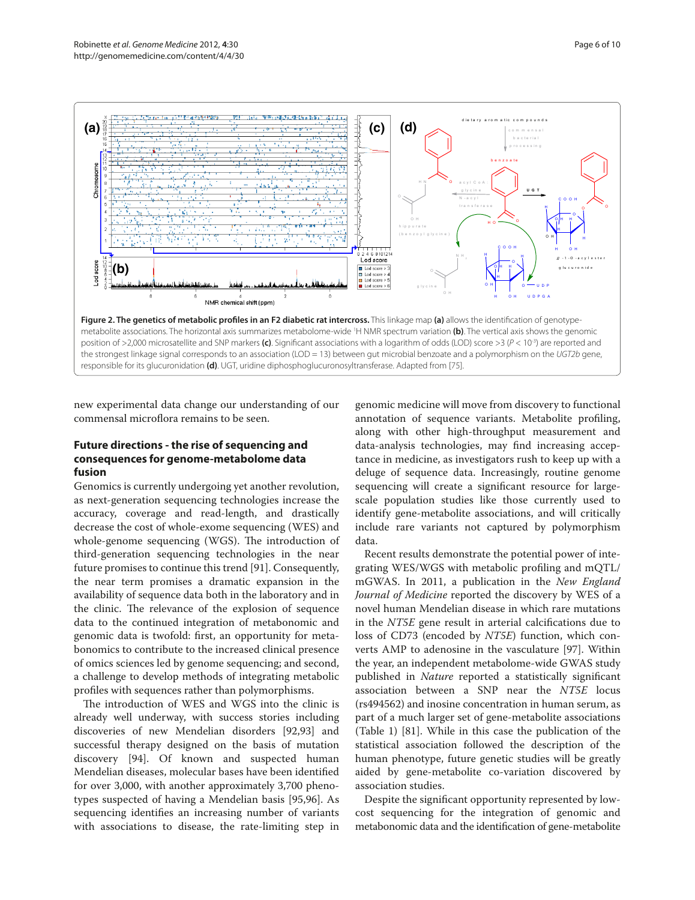Figure 2. The genetics of metabolic profiles in an F2 diabetic rat intercross. This linkage map (a) allows the identification of genotype-metabolite associations. The horizontal axis summarizes metabolome-wide [1]H NMR spectrum variation (b). The vertical axis shows the genomic position of >2,000 microsatellite and SNP markers (c). Significant associations with a logarithm of odds (LOD) score >3 ($P < 10^{-3}$) are reported and the strongest linkage signal corresponds to an association (LOD = 13) between gut microbial benzoate and a polymorphism on the *UGT2b* gene, responsible for its glucuronidation (d). UGT, uridine diphosphoglucuronosyltransferase. Adapted from [75].

new experimental data change our understanding of our commensal microflora remains to be seen.

## Future directions - the rise of sequencing and consequences for genome-metabolome data fusion

Genomics is currently undergoing yet another revolution, as next-generation sequencing technologies increase the accuracy, coverage and read-length, and drastically decrease the cost of whole-exome sequencing (WES) and whole-genome sequencing (WGS). The introduction of third-generation sequencing technologies in the near future promises to continue this trend [91]. Consequently, the near term promises a dramatic expansion in the availability of sequence data both in the laboratory and in the clinic. The relevance of the explosion of sequence data to the continued integration of metabonomic and genomic data is twofold: first, an opportunity for metabonomics to contribute to the increased clinical presence of omics sciences led by genome sequencing; and second, a challenge to develop methods of integrating metabolic profiles with sequences rather than polymorphisms.

The introduction of WES and WGS into the clinic is already well underway, with success stories including discoveries of new Mendelian disorders [92,93] and successful therapy designed on the basis of mutation discovery [94]. Of known and suspected human Mendelian diseases, molecular bases have been identified for over 3,000, with another approximately 3,700 phenotypes suspected of having a Mendelian basis [95,96]. As sequencing identifies an increasing number of variants with associations to disease, the rate-limiting step in genomic medicine will move from discovery to functional annotation of sequence variants. Metabolite profiling, along with other high-throughput measurement and data-analysis technologies, may find increasing acceptance in medicine, as investigators rush to keep up with a deluge of sequence data. Increasingly, routine genome sequencing will create a significant resource for large-scale population studies like those currently used to identify gene-metabolite associations, and will critically include rare variants not captured by polymorphism data.

Recent results demonstrate the potential power of integrating WES/WGS with metabolic profiling and mQTL/mGWAS. In 2011, a publication in the *New England Journal of Medicine* reported the discovery by WES of a novel human Mendelian disease in which rare mutations in the *NT5E* gene result in arterial calcifications due to loss of CD73 (encoded by *NT5E*) function, which converts AMP to adenosine in the vasculature [97]. Within the year, an independent metabolome-wide GWAS study published in *Nature* reported a statistically significant association between a SNP near the *NT5E* locus (rs494562) and inosine concentration in human serum, as part of a much larger set of gene-metabolite associations (Table 1) [81]. While in this case the publication of the statistical association followed the description of the human phenotype, future genetic studies will be greatly aided by gene-metabolite co-variation discovered by association studies.

Despite the significant opportunity represented by low-cost sequencing for the integration of genomic and metabonomic data and the identification of gene-metabolite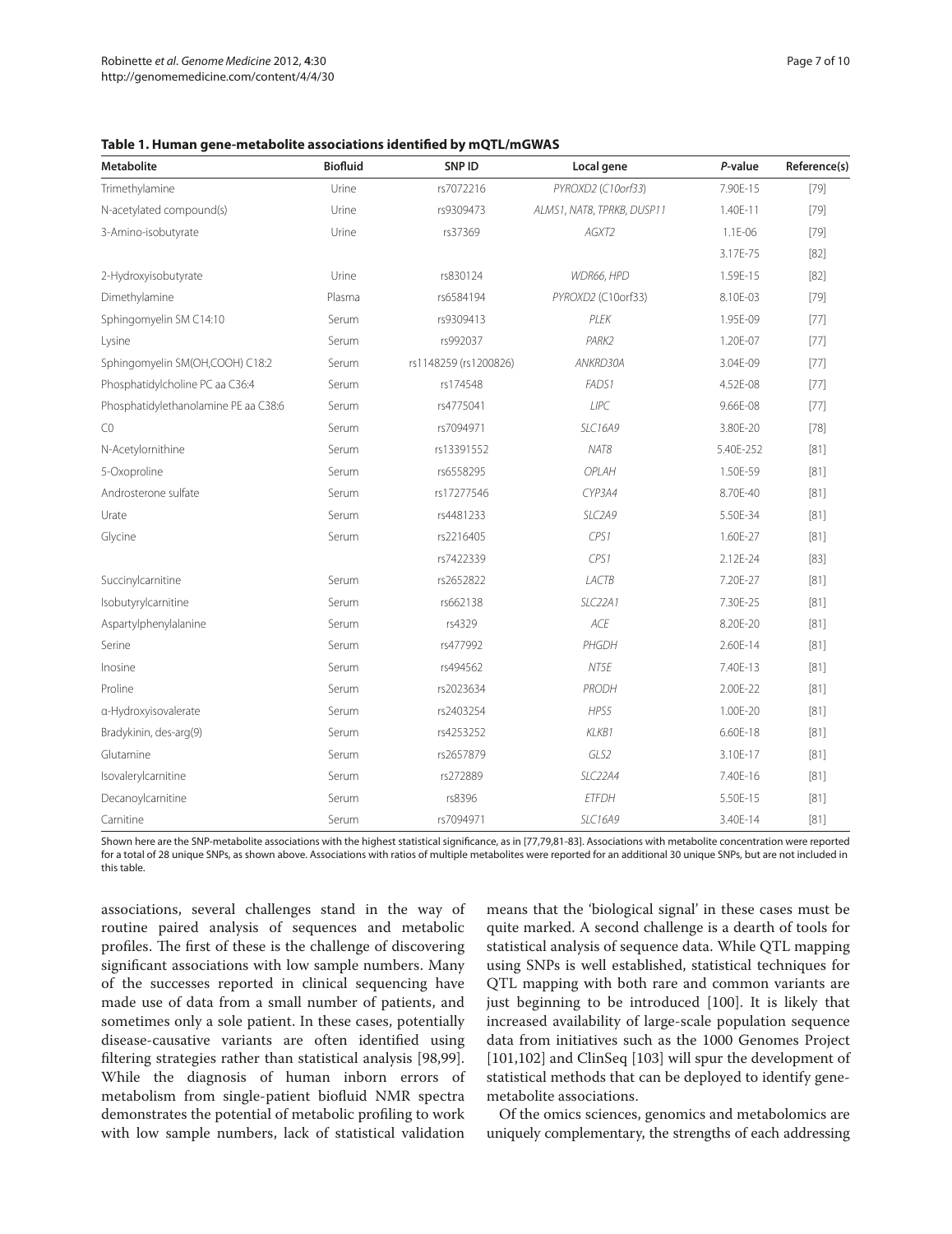**Table 1. Human gene-metabolite associations identified by mQTL/mGWAS**

| Metabolite | Biofluid | SNP ID | Local gene | *P*-value | Reference(s) |
|---|---|---|---|---|---|
| Trimethylamine | Urine | rs7072216 | *PYROXD2* (*C10orf33*) | 7.90E-15 | [79] |
| N-acetylated compound(s) | Urine | rs9309473 | *ALMS1, NAT8, TPRKB, DUSP11* | 1.40E-11 | [79] |
| 3-Amino-isobutyrate | Urine | rs37369 | *AGXT2* | 1.1E-06 | [79] |
| | | | | 3.17E-75 | [82] |
| 2-Hydroxyisobutyrate | Urine | rs830124 | *WDR66, HPD* | 1.59E-15 | [82] |
| Dimethylamine | Plasma | rs6584194 | *PYROXD2* (C10orf33) | 8.10E-03 | [79] |
| Sphingomyelin SM C14:10 | Serum | rs9309413 | *PLEK* | 1.95E-09 | [77] |
| Lysine | Serum | rs992037 | *PARK2* | 1.20E-07 | [77] |
| Sphingomyelin SM(OH,COOH) C18:2 | Serum | rs1148259 (rs1200826) | *ANKRD30A* | 3.04E-09 | [77] |
| Phosphatidylcholine PC aa C36:4 | Serum | rs174548 | *FADS1* | 4.52E-08 | [77] |
| Phosphatidylethanolamine PE aa C38:6 | Serum | rs4775041 | *LIPC* | 9.66E-08 | [77] |
| C0 | Serum | rs7094971 | *SLC16A9* | 3.80E-20 | [78] |
| N-Acetylornithine | Serum | rs13391552 | *NAT8* | 5.40E-252 | [81] |
| 5-Oxoproline | Serum | rs6558295 | *OPLAH* | 1.50E-59 | [81] |
| Androsterone sulfate | Serum | rs17277546 | *CYP3A4* | 8.70E-40 | [81] |
| Urate | Serum | rs4481233 | *SLC2A9* | 5.50E-34 | [81] |
| Glycine | Serum | rs2216405 | *CPS1* | 1.60E-27 | [81] |
| | | rs7422339 | *CPS1* | 2.12E-24 | [83] |
| Succinylcarnitine | Serum | rs2652822 | *LACTB* | 7.20E-27 | [81] |
| Isobutyrylcarnitine | Serum | rs662138 | *SLC22A1* | 7.30E-25 | [81] |
| Aspartylphenylalanine | Serum | rs4329 | *ACE* | 8.20E-20 | [81] |
| Serine | Serum | rs477992 | *PHGDH* | 2.60E-14 | [81] |
| Inosine | Serum | rs494562 | *NT5E* | 7.40E-13 | [81] |
| Proline | Serum | rs2023634 | *PRODH* | 2.00E-22 | [81] |
| α-Hydroxyisovalerate | Serum | rs2403254 | *HPS5* | 1.00E-20 | [81] |
| Bradykinin, des-arg(9) | Serum | rs4253252 | *KLKB1* | 6.60E-18 | [81] |
| Glutamine | Serum | rs2657879 | *GLS2* | 3.10E-17 | [81] |
| Isovalerylcarnitine | Serum | rs272889 | *SLC22A4* | 7.40E-16 | [81] |
| Decanoylcarnitine | Serum | rs8396 | *ETFDH* | 5.50E-15 | [81] |
| Carnitine | Serum | rs7094971 | *SLC16A9* | 3.40E-14 | [81] |

Shown here are the SNP-metabolite associations with the highest statistical significance, as in [77,79,81-83]. Associations with metabolite concentration were reported for a total of 28 unique SNPs, as shown above. Associations with ratios of multiple metabolites were reported for an additional 30 unique SNPs, but are not included in this table.

associations, several challenges stand in the way of routine paired analysis of sequences and metabolic profiles. The first of these is the challenge of discovering significant associations with low sample numbers. Many of the successes reported in clinical sequencing have made use of data from a small number of patients, and sometimes only a sole patient. In these cases, potentially disease-causative variants are often identified using filtering strategies rather than statistical analysis [98,99]. While the diagnosis of human inborn errors of metabolism from single-patient biofluid NMR spectra demonstrates the potential of metabolic profiling to work with low sample numbers, lack of statistical validation means that the 'biological signal' in these cases must be quite marked. A second challenge is a dearth of tools for statistical analysis of sequence data. While QTL mapping using SNPs is well established, statistical techniques for QTL mapping with both rare and common variants are just beginning to be introduced [100]. It is likely that increased availability of large-scale population sequence data from initiatives such as the 1000 Genomes Project [101,102] and ClinSeq [103] will spur the development of statistical methods that can be deployed to identify gene-metabolite associations.

Of the omics sciences, genomics and metabolomics are uniquely complementary, the strengths of each addressing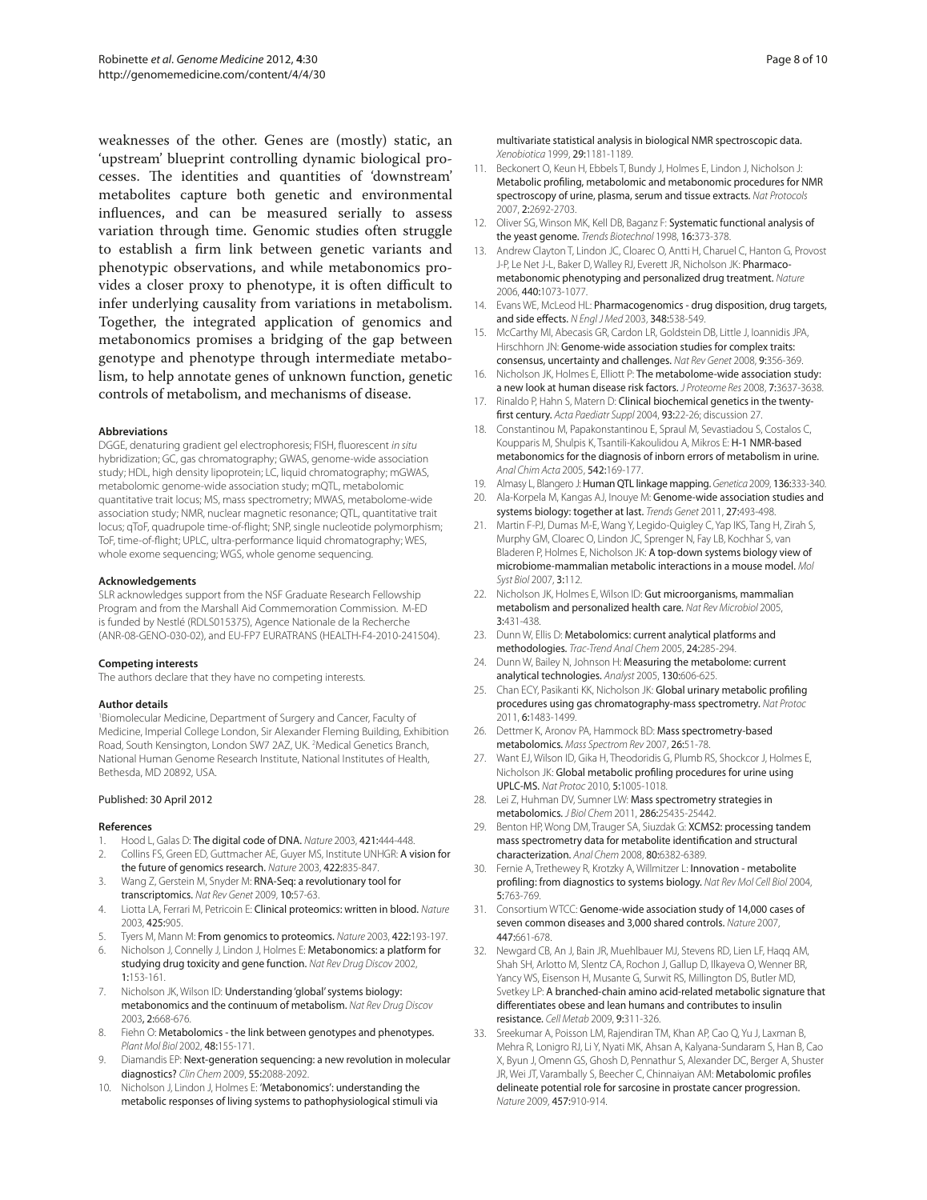weaknesses of the other. Genes are (mostly) static, an 'upstream' blueprint controlling dynamic biological processes. The identities and quantities of 'downstream' metabolites capture both genetic and environmental influences, and can be measured serially to assess variation through time. Genomic studies often struggle to establish a firm link between genetic variants and phenotypic observations, and while metabonomics provides a closer proxy to phenotype, it is often difficult to infer underlying causality from variations in metabolism. Together, the integrated application of genomics and metabonomics promises a bridging of the gap between genotype and phenotype through intermediate metabolism, to help annotate genes of unknown function, genetic controls of metabolism, and mechanisms of disease.

#### Abbreviations

DGGE, denaturing gradient gel electrophoresis; FISH, fluorescent *in situ* hybridization; GC, gas chromatography; GWAS, genome-wide association study; HDL, high density lipoprotein; LC, liquid chromatography; mGWAS, metabolomic genome-wide association study; mQTL, metabolomic quantitative trait locus; MS, mass spectrometry; MWAS, metabolome-wide association study; NMR, nuclear magnetic resonance; QTL, quantitative trait locus; qToF, quadrupole time-of-flight; SNP, single nucleotide polymorphism; ToF, time-of-flight; UPLC, ultra-performance liquid chromatography; WES, whole exome sequencing; WGS, whole genome sequencing.

#### Acknowledgements

SLR acknowledges support from the NSF Graduate Research Fellowship Program and from the Marshall Aid Commemoration Commission. M-ED is funded by Nestlé (RDLS015375), Agence Nationale de la Recherche (ANR-08-GENO-030-02), and EU-FP7 EURATRANS (HEALTH-F4-2010-241504).

#### Competing interests

The authors declare that they have no competing interests.

#### Author details

[1]Biomolecular Medicine, Department of Surgery and Cancer, Faculty of Medicine, Imperial College London, Sir Alexander Fleming Building, Exhibition Road, South Kensington, London SW7 2AZ, UK. [2]Medical Genetics Branch, National Human Genome Research Institute, National Institutes of Health, Bethesda, MD 20892, USA.

Published: 30 April 2012

#### References

1. Hood L, Galas D: **The digital code of DNA.** *Nature* 2003, **421:**444-448.
2. Collins FS, Green ED, Guttmacher AE, Guyer MS, Institute UNHGR: **A vision for the future of genomics research.** *Nature* 2003, **422:**835-847.
3. Wang Z, Gerstein M, Snyder M: **RNA-Seq: a revolutionary tool for transcriptomics.** *Nat Rev Genet* 2009, **10:**57-63.
4. Liotta LA, Ferrari M, Petricoin E: **Clinical proteomics: written in blood.** *Nature* 2003, **425:**905.
5. Tyers M, Mann M: **From genomics to proteomics.** *Nature* 2003, **422:**193-197.
6. Nicholson J, Connelly J, Lindon J, Holmes E: **Metabonomics: a platform for studying drug toxicity and gene function.** *Nat Rev Drug Discov* 2002, **1:**153-161.
7. Nicholson JK, Wilson ID: **Understanding 'global' systems biology: metabonomics and the continuum of metabolism.** *Nat Rev Drug Discov* 2003, **2:**668-676.
8. Fiehn O: **Metabolomics - the link between genotypes and phenotypes.** *Plant Mol Biol* 2002, **48:**155-171.
9. Diamandis EP: **Next-generation sequencing: a new revolution in molecular diagnostics?** *Clin Chem* 2009, **55:**2088-2092.
10. Nicholson J, Lindon J, Holmes E: **'Metabonomics': understanding the metabolic responses of living systems to pathophysiological stimuli via multivariate statistical analysis in biological NMR spectroscopic data.** *Xenobiotica* 1999, **29:**1181-1189.
11. Beckonert O, Keun H, Ebbels T, Bundy J, Holmes E, Lindon J, Nicholson J: **Metabolic profiling, metabolomic and metabonomic procedures for NMR spectroscopy of urine, plasma, serum and tissue extracts.** *Nat Protocols* 2007, **2:**2692-2703.
12. Oliver SG, Winson MK, Kell DB, Baganz F: **Systematic functional analysis of the yeast genome.** *Trends Biotechnol* 1998, **16:**373-378.
13. Andrew Clayton T, Lindon JC, Cloarec O, Antti H, Charuel C, Hanton G, Provost J-P, Le Net J-L, Baker D, Walley RJ, Everett JR, Nicholson JK: **Pharmaco-metabonomic phenotyping and personalized drug treatment.** *Nature* 2006, **440:**1073-1077.
14. Evans WE, McLeod HL: **Pharmacogenomics - drug disposition, drug targets, and side effects.** *N Engl J Med* 2003, **348:**538-549.
15. McCarthy MI, Abecasis GR, Cardon LR, Goldstein DB, Little J, Ioannidis JPA, Hirschhorn JN: **Genome-wide association studies for complex traits: consensus, uncertainty and challenges.** *Nat Rev Genet* 2008, **9:**356-369.
16. Nicholson JK, Holmes E, Elliott P: **The metabolome-wide association study: a new look at human disease risk factors.** *J Proteome Res* 2008, **7:**3637-3638.
17. Rinaldo P, Hahn S, Matern D: **Clinical biochemical genetics in the twenty-first century.** *Acta Paediatr Suppl* 2004, **93:**22-26; discussion 27.
18. Constantinou M, Papakonstantinou E, Spraul M, Sevastiadou S, Costalos C, Koupparis M, Shulpis K, Tsantili-Kakoulidou A, Mikros E: **H-1 NMR-based metabonomics for the diagnosis of inborn errors of metabolism in urine.** *Anal Chim Acta* 2005, **542:**169-177.
19. Almasy L, Blangero J: **Human QTL linkage mapping.** *Genetica* 2009, **136:**333-340.
20. Ala-Korpela M, Kangas AJ, Inouye M: **Genome-wide association studies and systems biology: together at last.** *Trends Genet* 2011, **27:**493-498.
21. Martin F-PJ, Dumas M-E, Wang Y, Legido-Quigley C, Yap IKS, Tang H, Zirah S, Murphy GM, Cloarec O, Lindon JC, Sprenger N, Fay LB, Kochhar S, van Bladeren P, Holmes E, Nicholson JK: **A top-down systems biology view of microbiome-mammalian metabolic interactions in a mouse model.** *Mol Syst Biol* 2007, **3:**112.
22. Nicholson JK, Holmes E, Wilson ID: **Gut microorganisms, mammalian metabolism and personalized health care.** *Nat Rev Microbiol* 2005, **3:**431-438.
23. Dunn W, Ellis D: **Metabolomics: current analytical platforms and methodologies.** *Trac-Trend Anal Chem* 2005, **24:**285-294.
24. Dunn W, Bailey N, Johnson H: **Measuring the metabolome: current analytical technologies.** *Analyst* 2005, **130:**606-625.
25. Chan ECY, Pasikanti KK, Nicholson JK: **Global urinary metabolic profiling procedures using gas chromatography-mass spectrometry.** *Nat Protoc* 2011, **6:**1483-1499.
26. Dettmer K, Aronov PA, Hammock BD: **Mass spectrometry-based metabolomics.** *Mass Spectrom Rev* 2007, **26:**51-78.
27. Want EJ, Wilson ID, Gika H, Theodoridis G, Plumb RS, Shockcor J, Holmes E, Nicholson JK: **Global metabolic profiling procedures for urine using UPLC-MS.** *Nat Protoc* 2010, **5:**1005-1018.
28. Lei Z, Huhman DV, Sumner LW: **Mass spectrometry strategies in metabolomics.** *J Biol Chem* 2011, **286:**25435-25442.
29. Benton HP, Wong DM, Trauger SA, Siuzdak G: **XCMS2: processing tandem mass spectrometry data for metabolite identification and structural characterization.** *Anal Chem* 2008, **80:**6382-6389.
30. Fernie A, Trethewey R, Krotzky A, Willmitzer L: **Innovation - metabolite profiling: from diagnostics to systems biology.** *Nat Rev Mol Cell Biol* 2004, **5:**763-769.
31. Consortium WTCC: **Genome-wide association study of 14,000 cases of seven common diseases and 3,000 shared controls.** *Nature* 2007, **447:**661-678.
32. Newgard CB, An J, Bain JR, Muehlbauer MJ, Stevens RD, Lien LF, Haqq AM, Shah SH, Arlotto M, Slentz CA, Rochon J, Gallup D, Ilkayeva O, Wenner BR, Yancy WS, Eisenson H, Musante G, Surwit RS, Millington DS, Butler MD, Svetkey LP: **A branched-chain amino acid-related metabolic signature that differentiates obese and lean humans and contributes to insulin resistance.** *Cell Metab* 2009, **9:**311-326.
33. Sreekumar A, Poisson LM, Rajendiran TM, Khan AP, Cao Q, Yu J, Laxman B, Mehra R, Lonigro RJ, Li Y, Nyati MK, Ahsan A, Kalyana-Sundaram S, Han B, Cao X, Byun J, Omenn GS, Ghosh D, Pennathur S, Alexander DC, Berger A, Shuster JR, Wei JT, Varambally S, Beecher C, Chinnaiyan AM: **Metabolomic profiles delineate potential role for sarcosine in prostate cancer progression.** *Nature* 2009, **457:**910-914.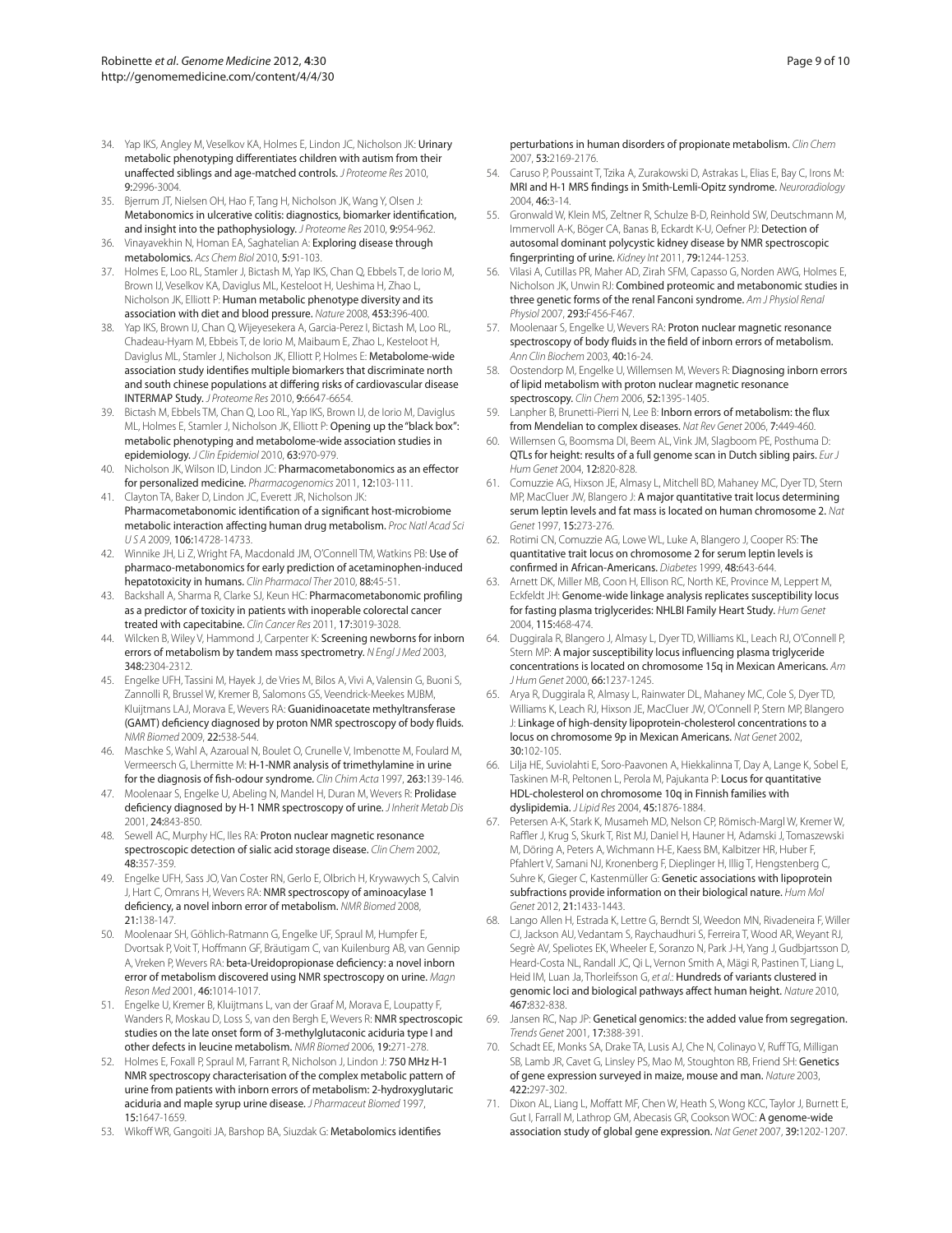34. Yap IKS, Angley M, Veselkov KA, Holmes E, Lindon JC, Nicholson JK: **Urinary metabolic phenotyping differentiates children with autism from their unaffected siblings and age-matched controls.** *J Proteome Res* 2010, **9:**2996-3004.
35. Bjerrum JT, Nielsen OH, Hao F, Tang H, Nicholson JK, Wang Y, Olsen J: **Metabonomics in ulcerative colitis: diagnostics, biomarker identification, and insight into the pathophysiology.** *J Proteome Res* 2010, **9:**954-962.
36. Vinayavekhin N, Homan EA, Saghatelian A: **Exploring disease through metabolomics.** *Acs Chem Biol* 2010, **5:**91-103.
37. Holmes E, Loo RL, Stamler J, Bictash M, Yap IKS, Chan Q, Ebbels T, de Iorio M, Brown IJ, Veselkov KA, Daviglus ML, Kesteloot H, Ueshima H, Zhao L, Nicholson JK, Elliott P: **Human metabolic phenotype diversity and its association with diet and blood pressure.** *Nature* 2008, **453:**396-400.
38. Yap IKS, Brown IJ, Chan Q, Wijeyesekera A, Garcia-Perez I, Bictash M, Loo RL, Chadeau-Hyam M, Ebbels T, de Iorio M, Maibaum E, Zhao L, Kesteloot H, Daviglus ML, Stamler J, Nicholson JK, Elliott P, Holmes E: **Metabolome-wide association study identifies multiple biomarkers that discriminate north and south chinese populations at differing risks of cardiovascular disease INTERMAP Study.** *J Proteome Res* 2010, **9:**6647-6654.
39. Bictash M, Ebbels TM, Chan Q, Loo RL, Yap IKS, Brown IJ, de Iorio M, Daviglus ML, Holmes E, Stamler J, Nicholson JK, Elliott P: **Opening up the "black box": metabolic phenotyping and metabolome-wide association studies in epidemiology.** *J Clin Epidemiol* 2010, **63:**970-979.
40. Nicholson JK, Wilson ID, Lindon JC: **Pharmacometabonomics as an effector for personalized medicine.** *Pharmacogenomics* 2011, **12:**103-111.
41. Clayton TA, Baker D, Lindon JC, Everett JR, Nicholson JK: **Pharmacometabonomic identification of a significant host-microbiome metabolic interaction affecting human drug metabolism.** *Proc Natl Acad Sci U S A* 2009, **106:**14728-14733.
42. Winnike JH, Li Z, Wright FA, Macdonald JM, O'Connell TM, Watkins PB: **Use of pharmaco-metabonomics for early prediction of acetaminophen-induced hepatotoxicity in humans.** *Clin Pharmacol Ther* 2010, **88:**45-51.
43. Backshall A, Sharma R, Clarke SJ, Keun HC: **Pharmacometabonomic profiling as a predictor of toxicity in patients with inoperable colorectal cancer treated with capecitabine.** *Clin Cancer Res* 2011, **17:**3019-3028.
44. Wilcken B, Wiley V, Hammond J, Carpenter K: **Screening newborns for inborn errors of metabolism by tandem mass spectrometry.** *N Engl J Med* 2003, **348:**2304-2312.
45. Engelke UFH, Tassini M, Hayek J, de Vries M, Bilos A, Vivi A, Valensin G, Buoni S, Zannolli R, Brussel W, Kremer B, Salomons GS, Veendrick-Meekes MJBM, Kluijtmans LAJ, Morava E, Wevers RA: **Guanidinoacetate methyltransferase (GAMT) deficiency diagnosed by proton NMR spectroscopy of body fluids.** *NMR Biomed* 2009, **22:**538-544.
46. Maschke S, Wahl A, Azaroual N, Boulet O, Crunelle V, Imbenotte M, Foulard M, Vermeersch G, Lhermitte M: **H-1-NMR analysis of trimethylamine in urine for the diagnosis of fish-odour syndrome.** *Clin Chim Acta* 1997, **263:**139-146.
47. Moolenaar S, Engelke U, Abeling N, Mandel H, Duran M, Wevers R: **Prolidase deficiency diagnosed by H-1 NMR spectroscopy of urine.** *J Inherit Metab Dis* 2001, **24:**843-850.
48. Sewell AC, Murphy HC, Iles RA: **Proton nuclear magnetic resonance spectroscopic detection of sialic acid storage disease.** *Clin Chem* 2002, **48:**357-359.
49. Engelke UFH, Sass JO, Van Coster RN, Gerlo E, Olbrich H, Krywawych S, Calvin J, Hart C, Omrans H, Wevers RA: **NMR spectroscopy of aminoacylase 1 deficiency, a novel inborn error of metabolism.** *NMR Biomed* 2008, **21:**138-147.
50. Moolenaar SH, Göhlich-Ratmann G, Engelke UF, Spraul M, Humpfer E, Dvortsak P, Voit T, Hoffmann GF, Bräutigam C, van Kuilenburg AB, van Gennip A, Vreken P, Wevers RA: **beta-Ureidopropionase deficiency: a novel inborn error of metabolism discovered using NMR spectroscopy on urine.** *Magn Reson Med* 2001, **46:**1014-1017.
51. Engelke U, Kremer B, Kluijtmans L, van der Graaf M, Morava E, Loupatty F, Wanders R, Moskau D, Loss S, van den Bergh E, Wevers R: **NMR spectroscopic studies on the late onset form of 3-methylglutaconic aciduria type I and other defects in leucine metabolism.** *NMR Biomed* 2006, **19:**271-278.
52. Holmes E, Foxall P, Spraul M, Farrant R, Nicholson J, Lindon J: **750 MHz H-1 NMR spectroscopy characterisation of the complex metabolic pattern of urine from patients with inborn errors of metabolism: 2-hydroxyglutaric aciduria and maple syrup urine disease.** *J Pharmaceut Biomed* 1997, **15:**1647-1659.
53. Wikoff WR, Gangoiti JA, Barshop BA, Siuzdak G: **Metabolomics identifies perturbations in human disorders of propionate metabolism.** *Clin Chem* 2007, **53:**2169-2176.
54. Caruso P, Poussaint T, Tzika A, Zurakowski D, Astrakas L, Elias E, Bay C, Irons M: **MRI and H-1 MRS findings in Smith-Lemli-Opitz syndrome.** *Neuroradiology* 2004, **46:**3-14.
55. Gronwald W, Klein MS, Zeltner R, Schulze B-D, Reinhold SW, Deutschmann M, Immervoll A-K, Böger CA, Banas B, Eckardt K-U, Oefner PJ: **Detection of autosomal dominant polycystic kidney disease by NMR spectroscopic fingerprinting of urine.** *Kidney Int* 2011, **79:**1244-1253.
56. Vilasi A, Cutillas PR, Maher AD, Zirah SFM, Capasso G, Norden AWG, Holmes E, Nicholson JK, Unwin RJ: **Combined proteomic and metabonomic studies in three genetic forms of the renal Fanconi syndrome.** *Am J Physiol Renal Physiol* 2007, **293:**F456-F467.
57. Moolenaar S, Engelke U, Wevers RA: **Proton nuclear magnetic resonance spectroscopy of body fluids in the field of inborn errors of metabolism.** *Ann Clin Biochem* 2003, **40:**16-24.
58. Oostendorp M, Engelke U, Willemsen M, Wevers R: **Diagnosing inborn errors of lipid metabolism with proton nuclear magnetic resonance spectroscopy.** *Clin Chem* 2006, **52:**1395-1405.
59. Lanpher B, Brunetti-Pierri N, Lee B: **Inborn errors of metabolism: the flux from Mendelian to complex diseases.** *Nat Rev Genet* 2006, **7:**449-460.
60. Willemsen G, Boomsma DI, Beem AL, Vink JM, Slagboom PE, Posthuma D: **QTLs for height: results of a full genome scan in Dutch sibling pairs.** *Eur J Hum Genet* 2004, **12:**820-828.
61. Comuzzie AG, Hixson JE, Almasy L, Mitchell BD, Mahaney MC, Dyer TD, Stern MP, MacCluer JW, Blangero J: **A major quantitative trait locus determining serum leptin levels and fat mass is located on human chromosome 2.** *Nat Genet* 1997, **15:**273-276.
62. Rotimi CN, Comuzzie AG, Lowe WL, Luke A, Blangero J, Cooper RS: **The quantitative trait locus on chromosome 2 for serum leptin levels is confirmed in African-Americans.** *Diabetes* 1999, **48:**643-644.
63. Arnett DK, Miller MB, Coon H, Ellison RC, North KE, Province M, Leppert M, Eckfeldt JH: **Genome-wide linkage analysis replicates susceptibility locus for fasting plasma triglycerides: NHLBI Family Heart Study.** *Hum Genet* 2004, **115:**468-474.
64. Duggirala R, Blangero J, Almasy L, Dyer TD, Williams KL, Leach RJ, O'Connell P, Stern MP: **A major susceptibility locus influencing plasma triglyceride concentrations is located on chromosome 15q in Mexican Americans.** *Am J Hum Genet* 2000, **66:**1237-1245.
65. Arya R, Duggirala R, Almasy L, Rainwater DL, Mahaney MC, Cole S, Dyer TD, Williams K, Leach RJ, Hixson JE, MacCluer JW, O'Connell P, Stern MP, Blangero J: **Linkage of high-density lipoprotein-cholesterol concentrations to a locus on chromosome 9p in Mexican Americans.** *Nat Genet* 2002, **30:**102-105.
66. Lilja HE, Suviolahti E, Soro-Paavonen A, Hiekkalinna T, Day A, Lange K, Sobel E, Taskinen M-R, Peltonen L, Perola M, Pajukanta P: **Locus for quantitative HDL-cholesterol on chromosome 10q in Finnish families with dyslipidemia.** *J Lipid Res* 2004, **45:**1876-1884.
67. Petersen A-K, Stark K, Musameh MD, Nelson CP, Römisch-Margl W, Kremer W, Raffler J, Krug S, Skurk T, Rist MJ, Daniel H, Hauner H, Adamski J, Tomaszewski M, Döring A, Peters A, Wichmann H-E, Kaess BM, Kalbitzer HR, Huber F, Pfahlert V, Samani NJ, Kronenberg F, Dieplinger H, Illig T, Hengstenberg C, Suhre K, Gieger C, Kastenmüller G: **Genetic associations with lipoprotein subfractions provide information on their biological nature.** *Hum Mol Genet* 2012, **21:**1433-1443.
68. Lango Allen H, Estrada K, Lettre G, Berndt SI, Weedon MN, Rivadeneira F, Willer CJ, Jackson AU, Vedantam S, Raychaudhuri S, Ferreira T, Wood AR, Weyant RJ, Segrè AV, Speliotes EK, Wheeler E, Soranzo N, Park J-H, Yang J, Gudbjartsson D, Heard-Costa NL, Randall JC, Qi L, Vernon Smith A, Mägi R, Pastinen T, Liang L, Heid IM, Luan Ja, Thorleifsson G, *et al.*: **Hundreds of variants clustered in genomic loci and biological pathways affect human height.** *Nature* 2010, **467:**832-838.
69. Jansen RC, Nap JP: **Genetical genomics: the added value from segregation.** *Trends Genet* 2001, **17:**388-391.
70. Schadt EE, Monks SA, Drake TA, Lusis AJ, Che N, Colinayo V, Ruff TG, Milligan SB, Lamb JR, Cavet G, Linsley PS, Mao M, Stoughton RB, Friend SH: **Genetics of gene expression surveyed in maize, mouse and man.** *Nature* 2003, **422:**297-302.
71. Dixon AL, Liang L, Moffatt MF, Chen W, Heath S, Wong KCC, Taylor J, Burnett E, Gut I, Farrall M, Lathrop GM, Abecasis GR, Cookson WOC: **A genome-wide association study of global gene expression.** *Nat Genet* 2007, **39:**1202-1207.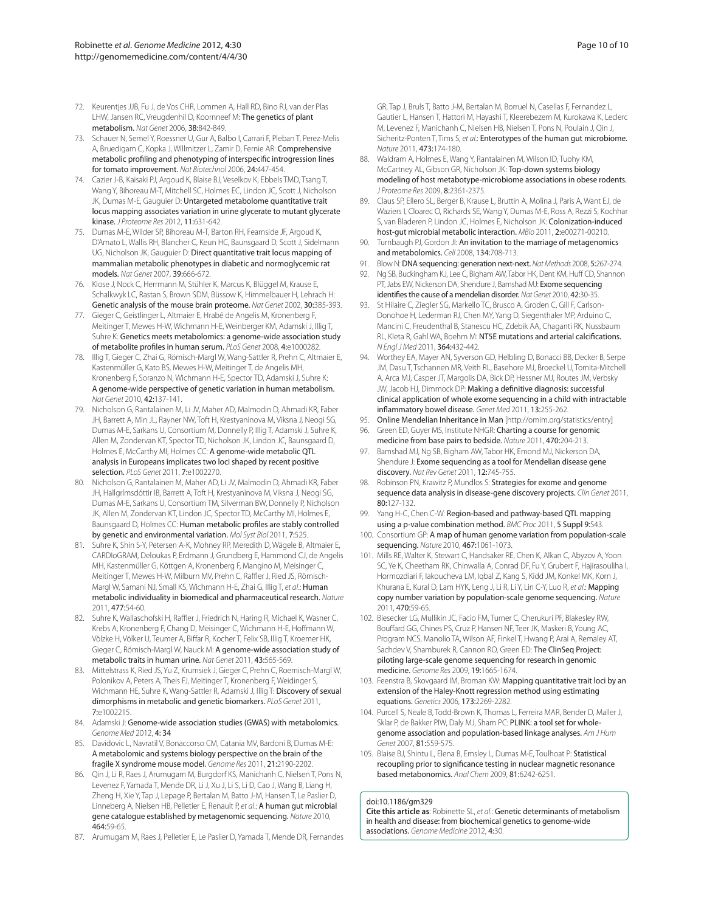72. Keurentjes JJB, Fu J, de Vos CHR, Lommen A, Hall RD, Bino RJ, van der Plas LHW, Jansen RC, Vreugdenhil D, Koornneef M: The genetics of plant metabolism. *Nat Genet* 2006, **38:**842-849.
73. Schauer N, Semel Y, Roessner U, Gur A, Balbo I, Carrari F, Pleban T, Perez-Melis A, Bruedigam C, Kopka J, Willmitzer L, Zamir D, Fernie AR: Comprehensive metabolic profiling and phenotyping of interspecific introgression lines for tomato improvement. *Nat Biotechnol* 2006, **24:**447-454.
74. Cazier J-B, Kaisaki PJ, Argoud K, Blaise BJ, Veselkov K, Ebbels TMD, Tsang T, Wang Y, Bihoreau M-T, Mitchell SC, Holmes EC, Lindon JC, Scott J, Nicholson JK, Dumas M-E, Gauguier D: Untargeted metabolome quantitative trait locus mapping associates variation in urine glycerate to mutant glycerate kinase. *J Proteome Res* 2012, **11:**631-642.
75. Dumas M-E, Wilder SP, Bihoreau M-T, Barton RH, Fearnside JF, Argoud K, D'Amato L, Wallis RH, Blancher C, Keun HC, Baunsgaard D, Scott J, Sidelmann UG, Nicholson JK, Gauguier D: Direct quantitative trait locus mapping of mammalian metabolic phenotypes in diabetic and normoglycemic rat models. *Nat Genet* 2007, **39:**666-672.
76. Klose J, Nock C, Herrmann M, Stühler K, Marcus K, Blüggel M, Krause E, Schalkwyk LC, Rastan S, Brown SDM, Büssow K, Himmelbauer H, Lehrach H: Genetic analysis of the mouse brain proteome. *Nat Genet* 2002, **30:**385-393.
77. Gieger C, Geistlinger L, Altmaier E, Hrabé de Angelis M, Kronenberg F, Meitinger T, Mewes H-W, Wichmann H-E, Weinberger KM, Adamski J, Illig T, Suhre K: Genetics meets metabolomics: a genome-wide association study of metabolite profiles in human serum. *PLoS Genet* 2008, **4:**e1000282.
78. Illig T, Gieger C, Zhai G, Römisch-Margl W, Wang-Sattler R, Prehn C, Altmaier E, Kastenmüller G, Kato BS, Mewes H-W, Meitinger T, de Angelis MH, Kronenberg F, Soranzo N, Wichmann H-E, Spector TD, Adamski J, Suhre K: A genome-wide perspective of genetic variation in human metabolism. *Nat Genet* 2010, **42:**137-141.
79. Nicholson G, Rantalainen M, Li JV, Maher AD, Malmodin D, Ahmadi KR, Faber JH, Barrett A, Min JL, Rayner NW, Toft H, Krestyaninova M, Viksna J, Neogi SG, Dumas M-E, Sarkans U, Consortium M, Donnelly P, Illig T, Adamski J, Suhre K, Allen M, Zondervan KT, Spector TD, Nicholson JK, Lindon JC, Baunsgaard D, Holmes E, McCarthy MI, Holmes CC: A genome-wide metabolic QTL analysis in Europeans implicates two loci shaped by recent positive selection. *PLoS Genet* 2011, **7:**e1002270.
80. Nicholson G, Rantalainen M, Maher AD, Li JV, Malmodin D, Ahmadi KR, Faber JH, Hallgrímsdóttir IB, Barrett A, Toft H, Krestyaninova M, Viksna J, Neogi SG, Dumas M-E, Sarkans U, Consortium TM, Silverman BW, Donnelly P, Nicholson JK, Allen M, Zondervan KT, Lindon JC, Spector TD, McCarthy MI, Holmes E, Baunsgaard D, Holmes CC: Human metabolic profiles are stably controlled by genetic and environmental variation. *Mol Syst Biol* 2011, **7:**525.
81. Suhre K, Shin S-Y, Petersen A-K, Mohney RP, Meredith D, Wägele B, Altmaier E, CARDIoGRAM, Deloukas P, Erdmann J, Grundberg E, Hammond CJ, de Angelis MH, Kastenmüller G, Köttgen A, Kronenberg F, Mangino M, Meisinger C, Meitinger T, Mewes H-W, Milburn MV, Prehn C, Raffler J, Ried JS, Römisch-Margl W, Samani NJ, Small KS, Wichmann H-E, Zhai G, Illig T, *et al.*: Human metabolic individuality in biomedical and pharmaceutical research. *Nature* 2011, **477:**54-60.
82. Suhre K, Wallaschofski H, Raffler J, Friedrich N, Haring R, Michael K, Wasner C, Krebs A, Kronenberg F, Chang D, Meisinger C, Wichmann H-E, Hoffmann W, Völzke H, Völker U, Teumer A, Biffar R, Kocher T, Felix SB, Illig T, Kroemer HK, Gieger C, Römisch-Margl W, Nauck M: A genome-wide association study of metabolic traits in human urine. *Nat Genet* 2011, **43:**565-569.
83. Mittelstrass K, Ried JS, Yu Z, Krumsiek J, Gieger C, Prehn C, Roemisch-Margl W, Polonikov A, Peters A, Theis FJ, Meitinger T, Kronenberg F, Weidinger S, Wichmann HE, Suhre K, Wang-Sattler R, Adamski J, Illig T: Discovery of sexual dimorphisms in metabolic and genetic biomarkers. *PLoS Genet* 2011, **7:**e1002215.
84. Adamski J: Genome-wide association studies (GWAS) with metabolomics. *Genome Med* 2012, **4:** 34
85. Davidovic L, Navratil V, Bonaccorso CM, Catania MV, Bardoni B, Dumas M-E: A metabolomic and systems biology perspective on the brain of the fragile X syndrome mouse model. *Genome Res* 2011, **21:**2190-2202.
86. Qin J, Li R, Raes J, Arumugam M, Burgdorf KS, Manichanh C, Nielsen T, Pons N, Levenez F, Yamada T, Mende DR, Li J, Xu J, Li S, Li D, Cao J, Wang B, Liang H, Zheng H, Xie Y, Tap J, Lepage P, Bertalan M, Batto J-M, Hansen T, Le Paslier D, Linneberg A, Nielsen HB, Pelletier E, Renault P, *et al.*: A human gut microbial gene catalogue established by metagenomic sequencing. *Nature* 2010, **464:**59-65.
87. Arumugam M, Raes J, Pelletier E, Le Paslier D, Yamada T, Mende DR, Fernandes GR, Tap J, Bruls T, Batto J-M, Bertalan M, Borruel N, Casellas F, Fernandez L, Gautier L, Hansen T, Hattori M, Hayashi T, Kleerebezem M, Kurokawa K, Leclerc M, Levenez F, Manichanh C, Nielsen HB, Nielsen T, Pons N, Poulain J, Qin J, Sicheritz-Ponten T, Tims S, *et al.*: Enterotypes of the human gut microbiome. *Nature* 2011, **473:**174-180.
88. Waldram A, Holmes E, Wang Y, Rantalainen M, Wilson ID, Tuohy KM, McCartney AL, Gibson GR, Nicholson JK: Top-down systems biology modeling of host metabotype-microbiome associations in obese rodents. *J Proteome Res* 2009, **8:**2361-2375.
89. Claus SP, Ellero SL, Berger B, Krause L, Bruttin A, Molina J, Paris A, Want EJ, de Waziers I, Cloarec O, Richards SE, Wang Y, Dumas M-E, Ross A, Rezzi S, Kochhar S, van Bladeren P, Lindon JC, Holmes E, Nicholson JK: Colonization-induced host-gut microbial metabolic interaction. *MBio* 2011, **2:**e00271-00210.
90. Turnbaugh PJ, Gordon JI: An invitation to the marriage of metagenomics and metabolomics. *Cell* 2008, **134:**708-713.
91. Blow N: DNA sequencing: generation next-next. *Nat Methods* 2008, **5:**267-274.
92. Ng SB, Buckingham KJ, Lee C, Bigham AW, Tabor HK, Dent KM, Huff CD, Shannon PT, Jabs EW, Nickerson DA, Shendure J, Bamshad MJ: Exome sequencing identifies the cause of a mendelian disorder. *Nat Genet* 2010, **42:**30-35.
93. St Hilaire C, Ziegler SG, Markello TC, Brusco A, Groden C, Gill F, Carlson-Donohoe H, Lederman RJ, Chen MY, Yang D, Siegenthaler MP, Arduino C, Mancini C, Freudenthal B, Stanescu HC, Zdebik AA, Chaganti RK, Nussbaum RL, Kleta R, Gahl WA, Boehm M: NT5E mutations and arterial calcifications. *N Engl J Med* 2011, **364:**432-442.
94. Worthey EA, Mayer AN, Syverson GD, Helbling D, Bonacci BB, Decker B, Serpe JM, Dasu T, Tschannen MR, Veith RL, Basehore MJ, Broeckel U, Tomita-Mitchell A, Arca MJ, Casper JT, Margolis DA, Bick DP, Hessner MJ, Routes JM, Verbsky JW, Jacob HJ, Dimmock DP: Making a definitive diagnosis: successful clinical application of whole exome sequencing in a child with intractable inflammatory bowel disease. *Genet Med* 2011, **13:**255-262.
95. Online Mendelian Inheritance in Man [http://omim.org/statistics/entry]
96. Green ED, Guyer MS, Institute NHGR: Charting a course for genomic medicine from base pairs to bedside. *Nature* 2011, **470:**204-213.
97. Bamshad MJ, Ng SB, Bigham AW, Tabor HK, Emond MJ, Nickerson DA, Shendure J: Exome sequencing as a tool for Mendelian disease gene discovery. *Nat Rev Genet* 2011, **12:**745-755.
98. Robinson PN, Krawitz P, Mundlos S: Strategies for exome and genome sequence data analysis in disease-gene discovery projects. *Clin Genet* 2011, **80:**127-132.
99. Yang H-C, Chen C-W: Region-based and pathway-based QTL mapping using a p-value combination method. *BMC Proc* 2011, **5 Suppl 9:**S43.
100. Consortium GP: A map of human genome variation from population-scale sequencing. *Nature* 2010, **467:**1061-1073.
101. Mills RE, Walter K, Stewart C, Handsaker RE, Chen K, Alkan C, Abyzov A, Yoon SC, Ye K, Cheetham RK, Chinwalla A, Conrad DF, Fu Y, Grubert F, Hajirasouliha I, Hormozdiari F, Iakoucheva LM, Iqbal Z, Kang S, Kidd JM, Konkel MK, Korn J, Khurana E, Kural D, Lam HYK, Leng J, Li R, Li Y, Lin C-Y, Luo R, *et al.*: Mapping copy number variation by population-scale genome sequencing. *Nature* 2011, **470:**59-65.
102. Biesecker LG, Mullikin JC, Facio FM, Turner C, Cherukuri PF, Blakesley RW, Bouffard GG, Chines PS, Cruz P, Hansen NF, Teer JK, Maskeri B, Young AC, Program NCS, Manolio TA, Wilson AF, Finkel T, Hwang P, Arai A, Remaley AT, Sachdev V, Shamburek R, Cannon RO, Green ED: The ClinSeq Project: piloting large-scale genome sequencing for research in genomic medicine. *Genome Res* 2009, **19:**1665-1674.
103. Feenstra B, Skovgaard IM, Broman KW: Mapping quantitative trait loci by an extension of the Haley-Knott regression method using estimating equations. *Genetics* 2006, **173:**2269-2282.
104. Purcell S, Neale B, Todd-Brown K, Thomas L, Ferreira MAR, Bender D, Maller J, Sklar P, de Bakker PIW, Daly MJ, Sham PC: PLINK: a tool set for whole-genome association and population-based linkage analyses. *Am J Hum Genet* 2007, **81:**559-575.
105. Blaise BJ, Shintu L, Elena B, Emsley L, Dumas M-E, Toulhoat P: Statistical recoupling prior to significance testing in nuclear magnetic resonance based metabonomics. *Anal Chem* 2009, **81:**6242-6251.

doi:10.1186/gm329

**Cite this article as**: Robinette SL, *et al.*: Genetic determinants of metabolism in health and disease: from biochemical genetics to genome-wide associations. *Genome Medicine* 2012, **4**:30.